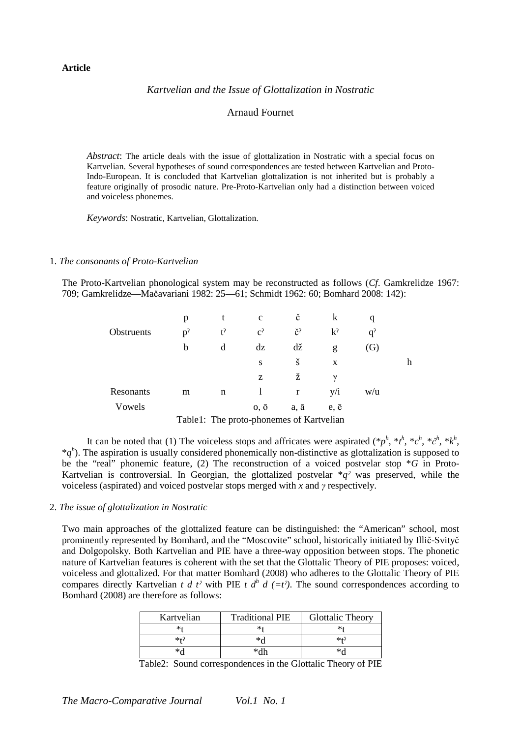**Article**

*Kartvelian and the Issue of Glottalization in Nostratic*

Arnaud Fournet

*Abstract*: The article deals with the issue of glottalization in Nostratic with a special focus on Kartvelian. Several hypotheses of sound correspondences are tested between Kartvelian and Proto-Indo-European. It is concluded that Kartvelian glottalization is not inherited but is probably a feature originally of prosodic nature. Pre-Proto-Kartvelian only had a distinction between voiced and voiceless phonemes.

*Keywords*: Nostratic, Kartvelian, Glottalization.

## 1. *The consonants of Proto-Kartvelian*

The Proto-Kartvelian phonological system may be reconstructed as follows (*Cf*. Gamkrelidze 1967: 709; Gamkrelidze—Mačavariani 1982: 25—61; Schmidt 1962: 60; Bomhard 2008: 142):

| | | | | | | | |
|---|---|---|---|---|---|---|---|
| | p | t | c | č | k | q | |
| Obstruents | pˀ | tˀ | cˀ | čˀ | kˀ | qˀ | |
| | b | d | dz | dž | g | (G) | |
| | | | s | š | x | | h |
| | | | z | ž | γ | | |
| Resonants | m | n | l | r | y/i | w/u | |
| Vowels | | | o, ō | a, ā | e, ē | | |

Table1: The proto-phonemes of Kartvelian

It can be noted that (1) The voiceless stops and affricates were aspirated (*$p^h$, *$t^h$, *$c^h$, *$č^h$, *$k^h$, *$q^h$). The aspiration is usually considered phonemically non-distinctive as glottalization is supposed to be the "real" phonemic feature, (2) The reconstruction of a voiced postvelar stop *G in Proto-Kartvelian is controversial. In Georgian, the glottalized postvelar *qˀ was preserved, while the voiceless (aspirated) and voiced postvelar stops merged with *x* and *γ* respectively.

## 2. *The issue of glottalization in Nostratic*

Two main approaches of the glottalized feature can be distinguished: the "American" school, most prominently represented by Bomhard, and the "Moscovite" school, historically initiated by Illič-Svityč and Dolgopolsky. Both Kartvelian and PIE have a three-way opposition between stops. The phonetic nature of Kartvelian features is coherent with the set that the Glottalic Theory of PIE proposes: voiced, voiceless and glottalized. For that matter Bomhard (2008) who adheres to the Glottalic Theory of PIE compares directly Kartvelian *t d tˀ* with PIE *t $d^h$ d (=tˀ)*. The sound correspondences according to Bomhard (2008) are therefore as follows:

| Kartvelian | Traditional PIE | Glottalic Theory |
|---|---|---|
| *t | *t | *t |
| *tˀ | *d | *tˀ |
| *d | *dh | *d |

Table2: Sound correspondences in the Glottalic Theory of PIE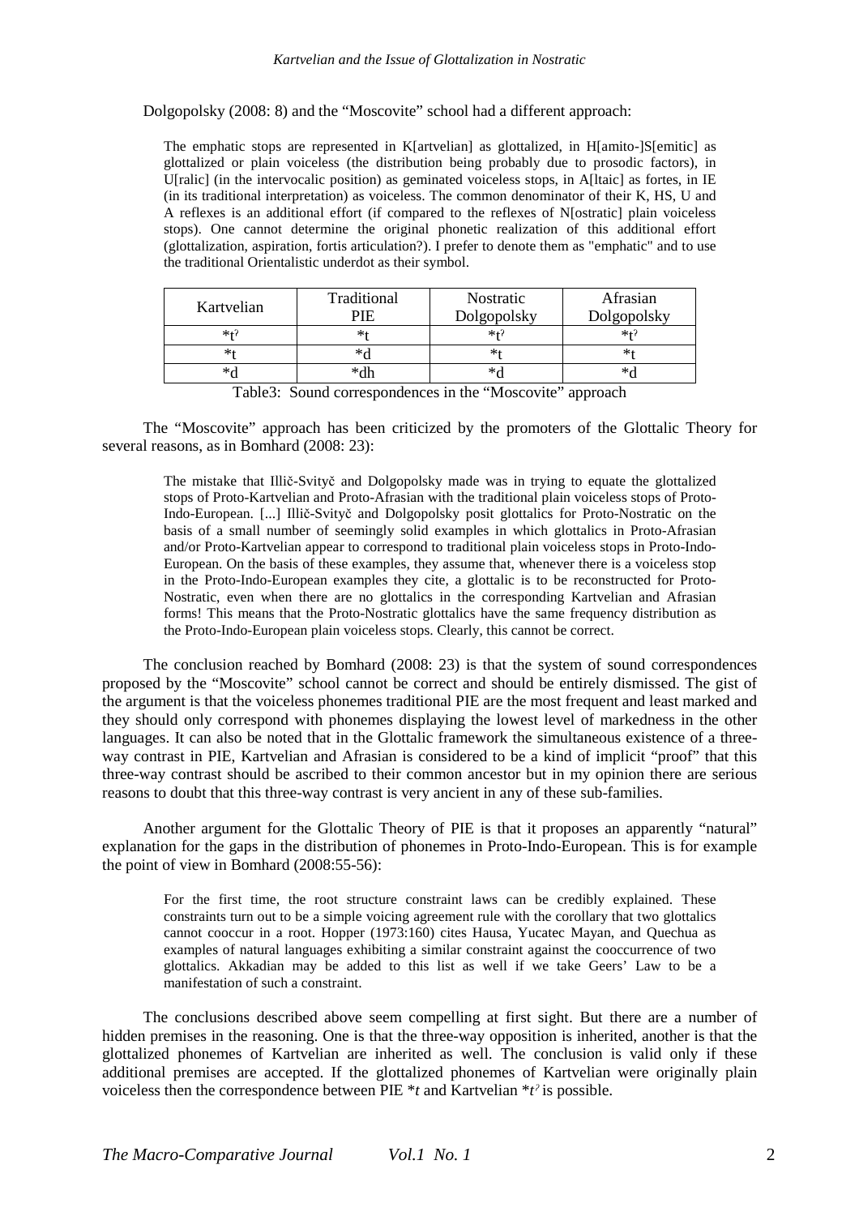Dolgopolsky (2008: 8) and the "Moscovite" school had a different approach:

> The emphatic stops are represented in K[artvelian] as glottalized, in H[amito-]S[emitic] as glottalized or plain voiceless (the distribution being probably due to prosodic factors), in U[ralic] (in the intervocalic position) as geminated voiceless stops, in A[ltaic] as fortes, in IE (in its traditional interpretation) as voiceless. The common denominator of their K, HS, U and A reflexes is an additional effort (if compared to the reflexes of N[ostratic] plain voiceless stops). One cannot determine the original phonetic realization of this additional effort (glottalization, aspiration, fortis articulation?). I prefer to denote them as "emphatic" and to use the traditional Orientalistic underdot as their symbol.

| Kartvelian | Traditional PIE | Nostratic Dolgopolsky | Afrasian Dolgopolsky |
|---|---|---|---|
| *tˀ | *t | *tˀ | *tˀ |
| *t | *d | *t | *t |
| *d | *dh | *d | *d |

Table3: Sound correspondences in the "Moscovite" approach

The "Moscovite" approach has been criticized by the promoters of the Glottalic Theory for several reasons, as in Bomhard (2008: 23):

> The mistake that Illič-Svityč and Dolgopolsky made was in trying to equate the glottalized stops of Proto-Kartvelian and Proto-Afrasian with the traditional plain voiceless stops of Proto-Indo-European. [...] Illič-Svityč and Dolgopolsky posit glottalics for Proto-Nostratic on the basis of a small number of seemingly solid examples in which glottalics in Proto-Afrasian and/or Proto-Kartvelian appear to correspond to traditional plain voiceless stops in Proto-Indo-European. On the basis of these examples, they assume that, whenever there is a voiceless stop in the Proto-Indo-European examples they cite, a glottalic is to be reconstructed for Proto-Nostratic, even when there are no glottalics in the corresponding Kartvelian and Afrasian forms! This means that the Proto-Nostratic glottalics have the same frequency distribution as the Proto-Indo-European plain voiceless stops. Clearly, this cannot be correct.

The conclusion reached by Bomhard (2008: 23) is that the system of sound correspondences proposed by the "Moscovite" school cannot be correct and should be entirely dismissed. The gist of the argument is that the voiceless phonemes traditional PIE are the most frequent and least marked and they should only correspond with phonemes displaying the lowest level of markedness in the other languages. It can also be noted that in the Glottalic framework the simultaneous existence of a three-way contrast in PIE, Kartvelian and Afrasian is considered to be a kind of implicit "proof" that this three-way contrast should be ascribed to their common ancestor but in my opinion there are serious reasons to doubt that this three-way contrast is very ancient in any of these sub-families.

Another argument for the Glottalic Theory of PIE is that it proposes an apparently "natural" explanation for the gaps in the distribution of phonemes in Proto-Indo-European. This is for example the point of view in Bomhard (2008:55-56):

> For the first time, the root structure constraint laws can be credibly explained. These constraints turn out to be a simple voicing agreement rule with the corollary that two glottalics cannot cooccur in a root. Hopper (1973:160) cites Hausa, Yucatec Mayan, and Quechua as examples of natural languages exhibiting a similar constraint against the cooccurrence of two glottalics. Akkadian may be added to this list as well if we take Geers' Law to be a manifestation of such a constraint.

The conclusions described above seem compelling at first sight. But there are a number of hidden premises in the reasoning. One is that the three-way opposition is inherited, another is that the glottalized phonemes of Kartvelian are inherited as well. The conclusion is valid only if these additional premises are accepted. If the glottalized phonemes of Kartvelian were originally plain voiceless then the correspondence between PIE *\*t* and Kartvelian *\*tˀ* is possible.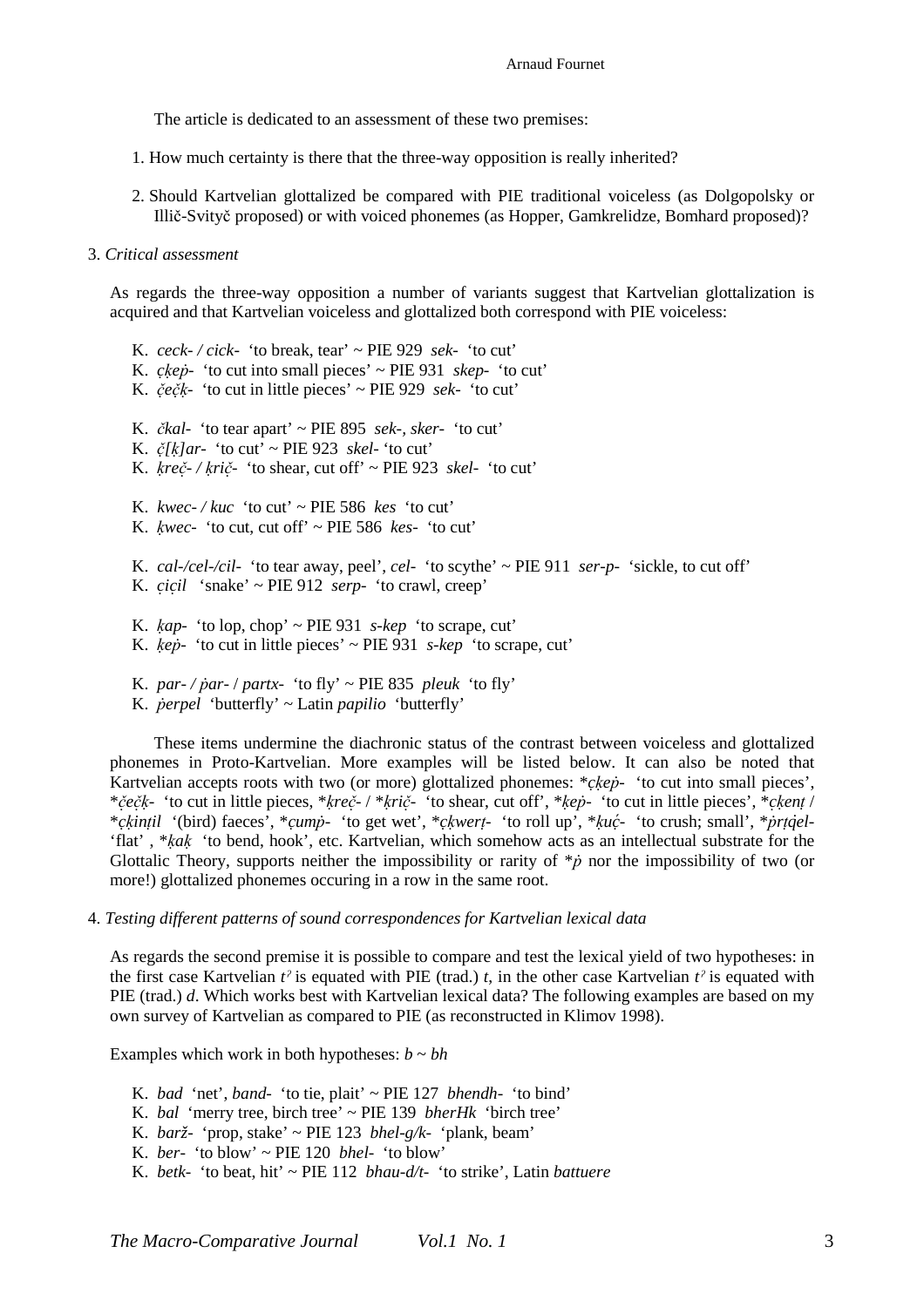The article is dedicated to an assessment of these two premises:

1. How much certainty is there that the three-way opposition is really inherited?

2. Should Kartvelian glottalized be compared with PIE traditional voiceless (as Dolgopolsky or Illič-Svityč proposed) or with voiced phonemes (as Hopper, Gamkrelidze, Bomhard proposed)?

## 3. *Critical assessment*

As regards the three-way opposition a number of variants suggest that Kartvelian glottalization is acquired and that Kartvelian voiceless and glottalized both correspond with PIE voiceless:

K. *ceck- / cick-* 'to break, tear' ~ PIE 929 *sek-* 'to cut'
K. *c̣ḳeṗ-* 'to cut into small pieces' ~ PIE 931 *skep-* 'to cut'
K. *č̣eč̣ḳ-* 'to cut in little pieces' ~ PIE 929 *sek-* 'to cut'

K. *čkal-* 'to tear apart' ~ PIE 895 *sek-, sker-* 'to cut'
K. *č̣[ḳ]ar-* 'to cut' ~ PIE 923 *skel-* 'to cut'
K. *ḳreč̣- / ḳrič̣-* 'to shear, cut off' ~ PIE 923 *skel-* 'to cut'

K. *kwec- / kuc* 'to cut' ~ PIE 586 *kes* 'to cut'
K. *ḳwec-* 'to cut, cut off' ~ PIE 586 *kes-* 'to cut'

K. *cal-/cel-/cil-* 'to tear away, peel', *cel-* 'to scythe' ~ PIE 911 *ser-p-* 'sickle, to cut off'
K. *c̣ic̣il* 'snake' ~ PIE 912 *serp-* 'to crawl, creep'

K. *ḳap-* 'to lop, chop' ~ PIE 931 *s-kep* 'to scrape, cut'
K. *ḳeṗ-* 'to cut in little pieces' ~ PIE 931 *s-kep* 'to scrape, cut'

K. *par- / ṗar- / partx-* 'to fly' ~ PIE 835 *pleuk* 'to fly'
K. *ṗerpel* 'butterfly' ~ Latin *papilio* 'butterfly'

These items undermine the diachronic status of the contrast between voiceless and glottalized phonemes in Proto-Kartvelian. More examples will be listed below. It can also be noted that Kartvelian accepts roots with two (or more) glottalized phonemes: \**c̣ḳeṗ-* 'to cut into small pieces', \**č̣eč̣ḳ-* 'to cut in little pieces, \**ḳreč̣- / \*ḳrič̣-* 'to shear, cut off', \**ḳeṗ-* 'to cut in little pieces', \**c̣ḳenṭ* / \**c̣ḳinṭil* '(bird) faeces', \**c̣umṗ-* 'to get wet', \**c̣ḳwerṭ-* 'to roll up', \**ḳuc̣-* 'to crush; small', \**ṗrṭq̇el-* 'flat', \**ḳaḳ* 'to bend, hook', etc. Kartvelian, which somehow acts as an intellectual substrate for the Glottalic Theory, supports neither the impossibility or rarity of \**ṗ* nor the impossibility of two (or more!) glottalized phonemes occuring in a row in the same root.

## 4. *Testing different patterns of sound correspondences for Kartvelian lexical data*

As regards the second premise it is possible to compare and test the lexical yield of two hypotheses: in the first case Kartvelian *tˀ* is equated with PIE (trad.) *t*, in the other case Kartvelian *tˀ* is equated with PIE (trad.) *d*. Which works best with Kartvelian lexical data? The following examples are based on my own survey of Kartvelian as compared to PIE (as reconstructed in Klimov 1998).

Examples which work in both hypotheses: *b ~ bh*

K. *bad* 'net', *band-* 'to tie, plait' ~ PIE 127 *bhendh-* 'to bind'
K. *bal* 'merry tree, birch tree' ~ PIE 139 *bherHk* 'birch tree'
K. *barž-* 'prop, stake' ~ PIE 123 *bhel-g/k-* 'plank, beam'
K. *ber-* 'to blow' ~ PIE 120 *bhel-* 'to blow'
K. *betk-* 'to beat, hit' ~ PIE 112 *bhau-d/t-* 'to strike', Latin *battuere*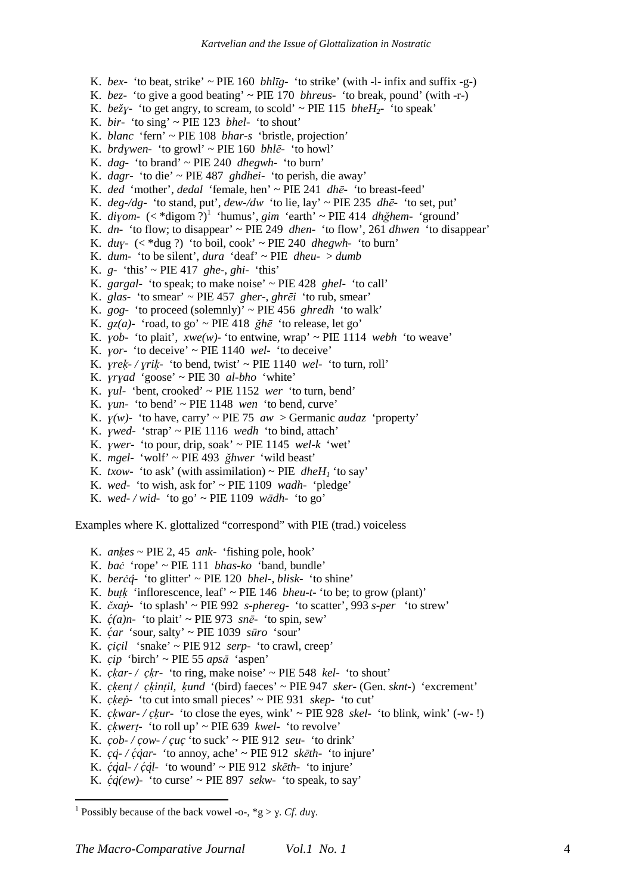- K. *bex-* 'to beat, strike' ~ PIE 160 *bhlīg-* 'to strike' (with -l- infix and suffix -g-)
- K. *bez-* 'to give a good beating' ~ PIE 170 *bhreus-* 'to break, pound' (with -r-)
- K. *bežɣ-* 'to get angry, to scream, to scold' ~ PIE 115 *bheH₂-* 'to speak'
- K. *bir-* 'to sing' ~ PIE 123 *bhel-* 'to shout'
- K. *blanc* 'fern' ~ PIE 108 *bhar-s* 'bristle, projection'
- K. *brdɣwen-* 'to growl' ~ PIE 160 *bhlē-* 'to howl'
- K. *dag-* 'to brand' ~ PIE 240 *dhegwh-* 'to burn'
- K. *dagr-* 'to die' ~ PIE 487 *ghdhei-* 'to perish, die away'
- K. *ded* 'mother', *dedal* 'female, hen' ~ PIE 241 *dhē-* 'to breast-feed'
- K. *deg-/dg-* 'to stand, put', *dew-/dw* 'to lie, lay' ~ PIE 235 *dhē-* 'to set, put'
- K. *diɣom-* (< *digom ?)[1] 'humus', *gim* 'earth' ~ PIE 414 *dhğhem-* 'ground'
- K. *dn-* 'to flow; to disappear' ~ PIE 249 *dhen-* 'to flow', 261 *dhwen* 'to disappear'
- K. *duɣ-* (< *dug ?) 'to boil, cook' ~ PIE 240 *dhegwh-* 'to burn'
- K. *dum-* 'to be silent', *dura* 'deaf' ~ PIE *dheu-* > *dumb*
- K. *g-* 'this' ~ PIE 417 *ghe-*, *ghi-* 'this'
- K. *gargal-* 'to speak; to make noise' ~ PIE 428 *ghel-* 'to call'
- K. *glas-* 'to smear' ~ PIE 457 *gher-*, *ghrēi* 'to rub, smear'
- K. *gog-* 'to proceed (solemnly)' ~ PIE 456 *ghredh* 'to walk'
- K. *gz(a)-* 'road, to go' ~ PIE 418 *ğhē* 'to release, let go'
- K. *ɣob-* 'to plait', *xwe(w)-* 'to entwine, wrap' ~ PIE 1114 *webh* 'to weave'
- K. *ɣor-* 'to deceive' ~ PIE 1140 *wel-* 'to deceive'
- K. *ɣreḳ- / ɣriḳ-* 'to bend, twist' ~ PIE 1140 *wel-* 'to turn, roll'
- K. *ɣrɣad* 'goose' ~ PIE 30 *al-bho* 'white'
- K. *ɣul-* 'bent, crooked' ~ PIE 1152 *wer* 'to turn, bend'
- K. *ɣun-* 'to bend' ~ PIE 1148 *wen* 'to bend, curve'
- K. *ɣ(w)-* 'to have, carry' ~ PIE 75 *aw* > Germanic *audaz* 'property'
- K. *ɣwed-* 'strap' ~ PIE 1116 *wedh* 'to bind, attach'
- K. *ɣwer-* 'to pour, drip, soak' ~ PIE 1145 *wel-k* 'wet'
- K. *mgel-* 'wolf' ~ PIE 493 *ğhwer* 'wild beast'
- K. *txow-* 'to ask' (with assimilation) ~ PIE *dheH₁* 'to say'
- K. *wed-* 'to wish, ask for' ~ PIE 1109 *wadh-* 'pledge'
- K. *wed- / wid-* 'to go' ~ PIE 1109 *wādh-* 'to go'

Examples where K. glottalized "correspond" with PIE (trad.) voiceless

- K. *anḳes* ~ PIE 2, 45 *ank-* 'fishing pole, hook'
- K. *baċ* 'rope' ~ PIE 111 *bhas-ko* 'band, bundle'
- K. *berċq̇-* 'to glitter' ~ PIE 120 *bhel-*, *blisk-* 'to shine'
- K. *buṭḳ* 'inflorescence, leaf' ~ PIE 146 *bheu-t-* 'to be; to grow (plant)'
- K. *čxaṗ-* 'to splash' ~ PIE 992 *s-phereg-* 'to scatter', 993 *s-per* 'to strew'
- K. *ć̣(a)n-* 'to plait' ~ PIE 973 *snē-* 'to spin, sew'
- K. *ć̣ar* 'sour, salty' ~ PIE 1039 *sūro* 'sour'
- K. *c̣ic̣il* 'snake' ~ PIE 912 *serp-* 'to crawl, creep'
- K. *c̣ip* 'birch' ~ PIE 55 *apsā* 'aspen'
- K. *c̣ḳar- / c̣ḳr-* 'to ring, make noise' ~ PIE 548 *kel-* 'to shout'
- K. *c̣ḳenṭ / c̣ḳinṭil, ḳund* '(bird) faeces' ~ PIE 947 *sker-* (Gen. *sknt-*) 'excrement'
- K. *c̣ḳeṗ-* 'to cut into small pieces' ~ PIE 931 *skep-* 'to cut'
- K. *c̣ḳwar- / c̣ḳur-* 'to close the eyes, wink' ~ PIE 928 *skel-* 'to blink, wink' (-w- !)
- K. *c̣ḳwerṭ-* 'to roll up' ~ PIE 639 *kwel-* 'to revolve'
- K. *c̣ob- / c̣ow- / c̣uc̣* 'to suck' ~ PIE 912 *seu-* 'to drink'
- K. *c̣q̇- / ć̣q̇ar-* 'to annoy, ache' ~ PIE 912 *skēth-* 'to injure'
- K. *ć̣q̇al- / ć̣q̇l-* 'to wound' ~ PIE 912 *skēth-* 'to injure'
- K. *ć̣q̇(ew)-* 'to curse' ~ PIE 897 *sekw-* 'to speak, to say'

---

[1] Possibly because of the back vowel -o-, *g > ɣ. *Cf. du*ɣ.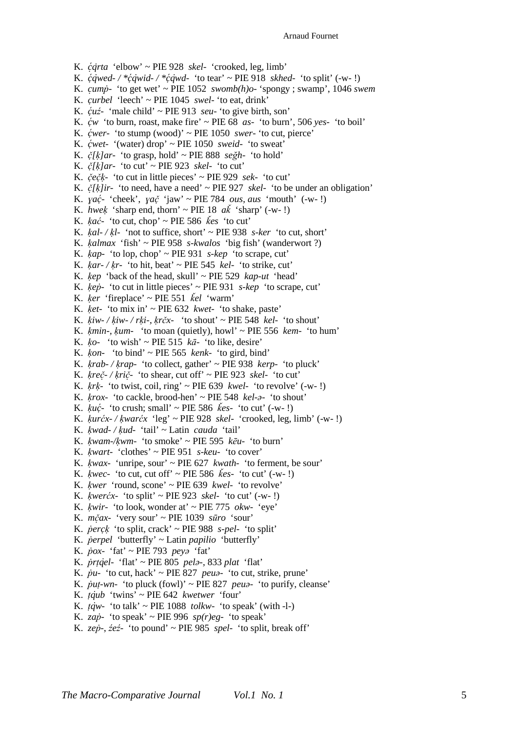K. *ćq̇rta* 'elbow' ~ PIE 928 *skel-* 'crooked, leg, limb'
K. *ćq̇wed- / *ćq̇wid- / *ćq̇wd-* 'to tear' ~ PIE 918 *skhed-* 'to split' (-w- !)
K. *çumṗ-* 'to get wet' ~ PIE 1052 *swomb(h)o-* 'spongy ; swamp', 1046 *swem*
K. *çurbel* 'leech' ~ PIE 1045 *swel-* 'to eat, drink'
K. *ćuź-* 'male child' ~ PIE 913 *seu-* 'to give birth, son'
K. *ćw* 'to burn, roast, make fire' ~ PIE 68 *as-* 'to burn', 506 *yes-* 'to boil'
K. *ćwer-* 'to stump (wood)' ~ PIE 1050 *swer-* 'to cut, pierce'
K. *ćwet-* '(water) drop' ~ PIE 1050 *sweid-* 'to sweat'
K. *č̣[ḳ]ar-* 'to grasp, hold' ~ PIE 888 *seǵh-* 'to hold'
K. *č̣[ḳ]ar-* 'to cut' ~ PIE 923 *skel-* 'to cut'
K. *č̣eč̣ḳ-* 'to cut in little pieces' ~ PIE 929 *sek-* 'to cut'
K. *č̣[ḳ]ir-* 'to need, have a need' ~ PIE 927 *skel-* 'to be under an obligation'
K. *ɣać̣-* 'cheek', *ɣač̣* 'jaw' ~ PIE 784 *ous, aus* 'mouth' (-w- !)
K. *hweḳ* 'sharp end, thorn' ~ PIE 18 *ak̆* 'sharp' (-w- !)
K. *ḳać-* 'to cut, chop' ~ PIE 586 *k̆es* 'to cut'
K. *ḳal- / ḳl-* 'not to suffice, short' ~ PIE 938 *s-ker* 'to cut, short'
K. *ḳalmax* 'fish' ~ PIE 958 *s-kwalos* 'big fish' (wanderwort ?)
K. *ḳap-* 'to lop, chop' ~ PIE 931 *s-kep* 'to scrape, cut'
K. *ḳar- / ḳr-* 'to hit, beat' ~ PIE 545 *kel-* 'to strike, cut'
K. *ḳep* 'back of the head, skull' ~ PIE 529 *kap-ut* 'head'
K. *ḳeṗ-* 'to cut in little pieces' ~ PIE 931 *s-kep* 'to scrape, cut'
K. *ḳer* 'fireplace' ~ PIE 551 *k̆el* 'warm'
K. *ḳet-* 'to mix in' ~ PIE 632 *kwet-* 'to shake, paste'
K. *ḳiw- / ḳiw- / rḳi-, ḳrčx-* 'to shout' ~ PIE 548 *kel-* 'to shout'
K. *ḳmin-, ḳum-* 'to moan (quietly), howl' ~ PIE 556 *kem-* 'to hum'
K. *ḳo-* 'to wish' ~ PIE 515 *kā-* 'to like, desire'
K. *ḳon-* 'to bind' ~ PIE 565 *kenk-* 'to gird, bind'
K. *ḳrab- / ḳrap-* 'to collect, gather' ~ PIE 938 *kerp-* 'to pluck'
K. *ḳreč̣- / ḳrič̣-* 'to shear, cut off' ~ PIE 923 *skel-* 'to cut'
K. *ḳrḳ-* 'to twist, coil, ring' ~ PIE 639 *kwel-* 'to revolve' (-w- !)
K. *ḳrox-* 'to cackle, brood-hen' ~ PIE 548 *kel-ə-* 'to shout'
K. *ḳuć-* 'to crush; small' ~ PIE 586 *k̆es-* 'to cut' (-w- !)
K. *ḳurćx- / ḳwarćx* 'leg' ~ PIE 928 *skel-* 'crooked, leg, limb' (-w- !)
K. *ḳwad- / ḳud-* 'tail' ~ Latin *cauda* 'tail'
K. *ḳwam-/ḳwm-* 'to smoke' ~ PIE 595 *kēu-* 'to burn'
K. *ḳwart-* 'clothes' ~ PIE 951 *s-keu-* 'to cover'
K. *ḳwax-* 'unripe, sour' ~ PIE 627 *kwath-* 'to ferment, be sour'
K. *ḳwec-* 'to cut, cut off' ~ PIE 586 *k̆es-* 'to cut' (-w- !)
K. *ḳwer* 'round, scone' ~ PIE 639 *kwel-* 'to revolve'
K. *ḳwerćx-* 'to split' ~ PIE 923 *skel-* 'to cut' (-w- !)
K. *ḳwir-* 'to look, wonder at' ~ PIE 775 *okw-* 'eye'
K. *mč̣ax-* 'very sour' ~ PIE 1039 *sūro* 'sour'
K. *ṗerçḳ* 'to split, crack' ~ PIE 988 *s-pel-* 'to split'
K. *ṗerpel* 'butterfly' ~ Latin *papilio* 'butterfly'
K. *ṗox-* 'fat' ~ PIE 793 *peyə* 'fat'
K. *ṗrṭq̇el-* 'flat' ~ PIE 805 *pelə-*, 833 *plat* 'flat'
K. *ṗu-* 'to cut, hack' ~ PIE 827 *peuə-* 'to cut, strike, prune'
K. *ṗuṭ-wn-* 'to pluck (fowl)' ~ PIE 827 *peuə-* 'to purify, cleanse'
K. *ṭq̇ub* 'twins' ~ PIE 642 *kwetwer* 'four'
K. *ṭq̇w-* 'to talk' ~ PIE 1088 *tolkw-* 'to speak' (with -l-)
K. *zaṗ-* 'to speak' ~ PIE 996 *sp(r)eg-* 'to speak'
K. *zeṗ-, źeź-* 'to pound' ~ PIE 985 *spel-* 'to split, break off'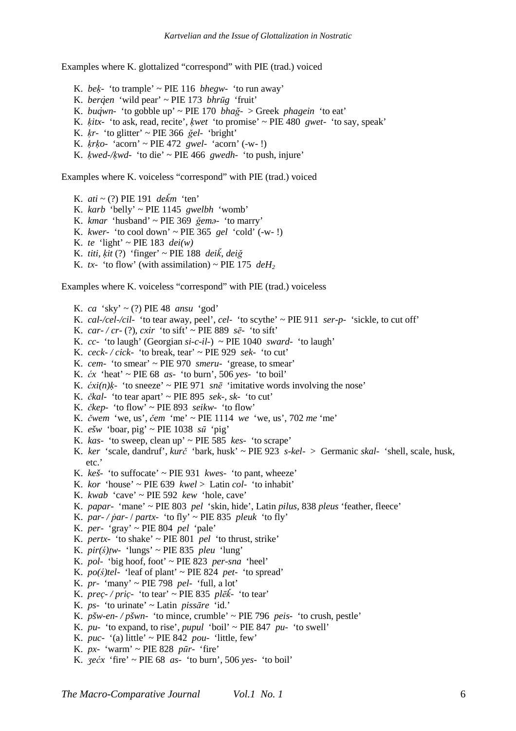Examples where K. glottalized "correspond" with PIE (trad.) voiced

- K. *beḳ-* 'to trample' ~ PIE 116 *bhegw-* 'to run away'
- K. *berq̇en* 'wild pear' ~ PIE 173 *bhrūg* 'fruit'
- K. *buq̇wn-* 'to gobble up' ~ PIE 170 *bhaǧ-* > Greek *phagein* 'to eat'
- K. *ḳitx-* 'to ask, read, recite', *ḳwet* 'to promise' ~ PIE 480 *gwet-* 'to say, speak'
- K. *ḳr-* 'to glitter' ~ PIE 366 *ǧel-* 'bright'
- K. *ḳrḳo-* 'acorn' ~ PIE 472 *gwel-* 'acorn' (-w- !)
- K. *ḳwed-/ḳwd-* 'to die' ~ PIE 466 *gwedh-* 'to push, injure'

Examples where K. voiceless "correspond" with PIE (trad.) voiced

- K. *ati* ~ (?) PIE 191 *deǩm* 'ten'
- K. *karb* 'belly' ~ PIE 1145 *gwelbh* 'womb'
- K. *kmar* 'husband' ~ PIE 369 *ǧemə-* 'to marry'
- K. *kwer-* 'to cool down' ~ PIE 365 *gel* 'cold' (-w- !)
- K. *te* 'light' ~ PIE 183 *dei(w)*
- K. *titi*, *ḳit* (?) 'finger' ~ PIE 188 *deiǩ*, *deiǧ*
- K. *tx-* 'to flow' (with assimilation) ~ PIE 175 *deH₂*

Examples where K. voiceless "correspond" with PIE (trad.) voiceless

- K. *ca* 'sky' ~ (?) PIE 48 *ansu* 'god'
- K. *cal-/cel-/cil-* 'to tear away, peel', *cel-* 'to scythe' ~ PIE 911 *ser-p-* 'sickle, to cut off'
- K. *car- / cr-* (?), *cxir* 'to sift' ~ PIE 889 *sē-* 'to sift'
- K. *cc-* 'to laugh' (Georgian *si-c-il-*) ~ PIE 1040 *sward-* 'to laugh'
- K. *ceck- / cick-* 'to break, tear' ~ PIE 929 *sek-* 'to cut'
- K. *cem-* 'to smear' ~ PIE 970 *smeru-* 'grease, to smear'
- K. *ćx* 'heat' ~ PIE 68 *as-* 'to burn', 506 *yes-* 'to boil'
- K. *ćxi(n)ḳ-* 'to sneeze' ~ PIE 971 *snē* 'imitative words involving the nose'
- K. *čkal-* 'to tear apart' ~ PIE 895 *sek-, sk-* 'to cut'
- K. *čkep-* 'to flow' ~ PIE 893 *seikw-* 'to flow'
- K. *čwem* 'we, us', *čem* 'me' ~ PIE 1114 *we* 'we, us', 702 *me* 'me'
- K. *ešw* 'boar, pig' ~ PIE 1038 *sū* 'pig'
- K. *kas-* 'to sweep, clean up' ~ PIE 585 *kes-* 'to scrape'
- K. *ker* 'scale, dandruff', *kurč* 'bark, husk' ~ PIE 923 *s-kel-* > Germanic *skal-* 'shell, scale, husk, etc.'
- K. *keš-* 'to suffocate' ~ PIE 931 *kwes-* 'to pant, wheeze'
- K. *kor* 'house' ~ PIE 639 *kwel* > Latin *col-* 'to inhabit'
- K. *kwab* 'cave' ~ PIE 592 *kew* 'hole, cave'
- K. *papar-* 'mane' ~ PIE 803 *pel* 'skin, hide', Latin *pilus,* 838 *pleus* 'feather, fleece'
- K. *par- / ṗar-* / *partx-* 'to fly' ~ PIE 835 *pleuk* 'to fly'
- K. *per-* 'gray' ~ PIE 804 *pel* 'pale'
- K. *pertx-* 'to shake' ~ PIE 801 *pel* 'to thrust, strike'
- K. *pir(ś)ṭw-* 'lungs' ~ PIE 835 *pleu* 'lung'
- K. *pol-* 'big hoof, foot' ~ PIE 823 *per-sna* 'heel'
- K. *po(ś)tel-* 'leaf of plant' ~ PIE 824 *pet-* 'to spread'
- K. *pr-* 'many' ~ PIE 798 *pel-* 'full, a lot'
- K. *preç- / priç-* 'to tear' ~ PIE 835 *plēǩ-* 'to tear'
- K. *ps-* 'to urinate' ~ Latin *pissāre* 'id.'
- K. *pšw-en- / pšwn-* 'to mince, crumble' ~ PIE 796 *peis-* 'to crush, pestle'
- K. *pu-* 'to expand, to rise', *pupul* 'boil' ~ PIE 847 *pu-* 'to swell'
- K. *puc-* '(a) little' ~ PIE 842 *pou-* 'little, few'
- K. *px-* 'warm' ~ PIE 828 *pūr-* 'fire'
- K. *ʒećx* 'fire' ~ PIE 68 *as-* 'to burn', 506 *yes-* 'to boil'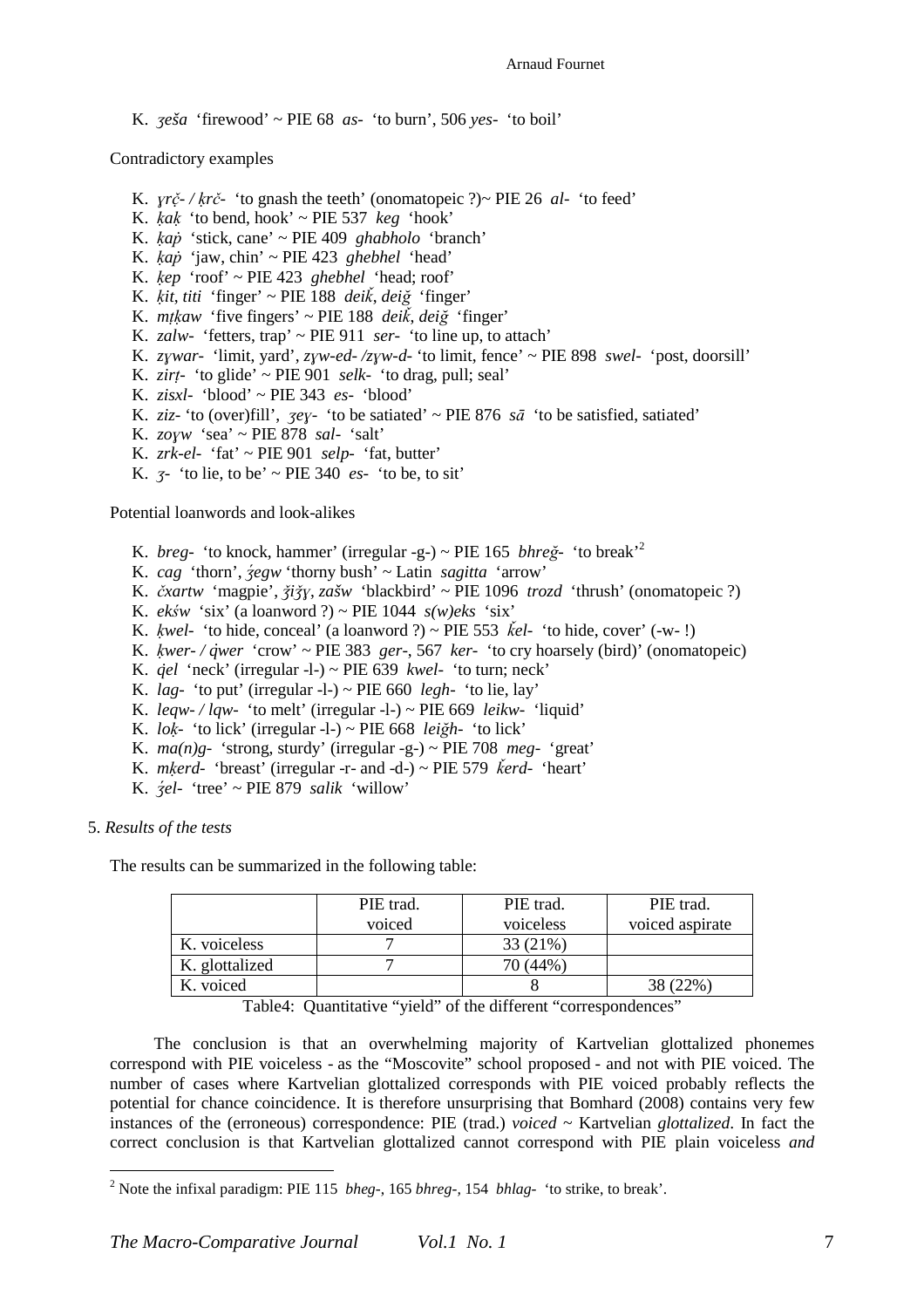K. *ʒeša* 'firewood' ~ PIE 68 *as-* 'to burn', 506 *yes-* 'to boil'

Contradictory examples

- K. *ɣrč̣- / ḳrč-* 'to gnash the teeth' (onomatopeic ?)~ PIE 26 *al-* 'to feed'
- K. *ḳaḳ* 'to bend, hook' ~ PIE 537 *keg* 'hook'
- K. *ḳaṗ* 'stick, cane' ~ PIE 409 *ghabholo* 'branch'
- K. *ḳaṗ* 'jaw, chin' ~ PIE 423 *ghebhel* 'head'
- K. *ḳep* 'roof' ~ PIE 423 *ghebhel* 'head; roof'
- K. *ḳit, titi* 'finger' ~ PIE 188 *deiǩ, deiğ* 'finger'
- K. *mṭḳaw* 'five fingers' ~ PIE 188 *deiǩ, deiğ* 'finger'
- K. *zalw-* 'fetters, trap' ~ PIE 911 *ser-* 'to line up, to attach'
- K. *zɣwar-* 'limit, yard', *zɣw-ed- /zɣw-d-* 'to limit, fence' ~ PIE 898 *swel-* 'post, doorsill'
- K. *zirṭ-* 'to glide' ~ PIE 901 *selk-* 'to drag, pull; seal'
- K. *zisxl-* 'blood' ~ PIE 343 *es-* 'blood'
- K. *ziz-* 'to (over)fill', *ʒeɣ-* 'to be satiated' ~ PIE 876 *sā* 'to be satisfied, satiated'
- K. *zoɣw* 'sea' ~ PIE 878 *sal-* 'salt'
- K. *zrk-el-* 'fat' ~ PIE 901 *selp-* 'fat, butter'
- K. *ʒ-* 'to lie, to be' ~ PIE 340 *es-* 'to be, to sit'

Potential loanwords and look-alikes

- K. *breg-* 'to knock, hammer' (irregular -g-) ~ PIE 165 *bhreğ-* 'to break'[2]
- K. *cag* 'thorn', *ʒ́egw* 'thorny bush' ~ Latin *sagitta* 'arrow'
- K. *čxartw* 'magpie', *ǯiǯɣ, zašw* 'blackbird' ~ PIE 1096 *trozd* 'thrush' (onomatopeic ?)
- K. *ekśw* 'six' (a loanword ?) ~ PIE 1044 *s(w)eks* 'six'
- K. *ḳwel-* 'to hide, conceal' (a loanword ?) ~ PIE 553 *ǩel-* 'to hide, cover' (-w- !)
- K. *ḳwer- / q̇wer* 'crow' ~ PIE 383 *ger-*, 567 *ker-* 'to cry hoarsely (bird)' (onomatopeic)
- K. *q̇el* 'neck' (irregular -l-) ~ PIE 639 *kwel-* 'to turn; neck'
- K. *lag-* 'to put' (irregular -l-) ~ PIE 660 *legh-* 'to lie, lay'
- K. *leqw- / lqw-* 'to melt' (irregular -l-) ~ PIE 669 *leikw-* 'liquid'
- K. *loḳ-* 'to lick' (irregular -l-) ~ PIE 668 *leiğh-* 'to lick'
- K. *ma(n)g-* 'strong, sturdy' (irregular -g-) ~ PIE 708 *meg-* 'great'
- K. *mḳerd-* 'breast' (irregular -r- and -d-) ~ PIE 579 *ǩerd-* 'heart'
- K. *ʒ́el-* 'tree' ~ PIE 879 *salik* 'willow'

5. *Results of the tests*

The results can be summarized in the following table:

| | PIE trad. voiced | PIE trad. voiceless | PIE trad. voiced aspirate |
|---|---|---|---|
| K. voiceless | 7 | 33 (21%) | |
| K. glottalized | 7 | 70 (44%) | |
| K. voiced | | 8 | 38 (22%) |

Table4: Quantitative "yield" of the different "correspondences"

The conclusion is that an overwhelming majority of Kartvelian glottalized phonemes correspond with PIE voiceless - as the "Moscovite" school proposed - and not with PIE voiced. The number of cases where Kartvelian glottalized corresponds with PIE voiced probably reflects the potential for chance coincidence. It is therefore unsurprising that Bomhard (2008) contains very few instances of the (erroneous) correspondence: PIE (trad.) *voiced* ~ Kartvelian *glottalized*. In fact the correct conclusion is that Kartvelian glottalized cannot correspond with PIE plain voiceless *and*

[2] Note the infixal paradigm: PIE 115 *bheg-*, 165 *bhreg-*, 154 *bhlag-* 'to strike, to break'.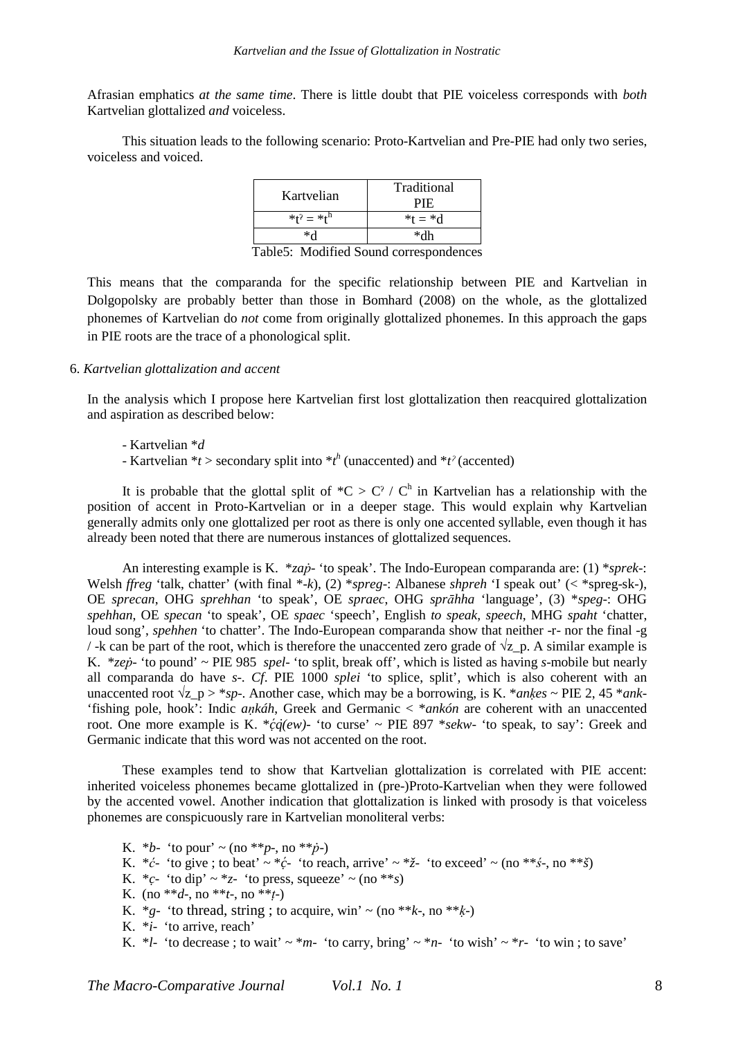Afrasian emphatics *at the same time*. There is little doubt that PIE voiceless corresponds with *both* Kartvelian glottalized *and* voiceless.

This situation leads to the following scenario: Proto-Kartvelian and Pre-PIE had only two series, voiceless and voiced.

| Kartvelian | Traditional PIE |
|---|---|
| *tˀ = *tʰ | *t = *d |
| *d | *dh |

Table5: Modified Sound correspondences

This means that the comparanda for the specific relationship between PIE and Kartvelian in Dolgopolsky are probably better than those in Bomhard (2008) on the whole, as the glottalized phonemes of Kartvelian do *not* come from originally glottalized phonemes. In this approach the gaps in PIE roots are the trace of a phonological split.

6. *Kartvelian glottalization and accent*

In the analysis which I propose here Kartvelian first lost glottalization then reacquired glottalization and aspiration as described below:

- Kartvelian *\*d*
- Kartvelian *\*t* > secondary split into *\*tʰ* (unaccented) and *\*tˀ* (accented)

It is probable that the glottal split of *C > Cˀ / Cʰ in Kartvelian has a relationship with the position of accent in Proto-Kartvelian or in a deeper stage. This would explain why Kartvelian generally admits only one glottalized per root as there is only one accented syllable, even though it has already been noted that there are numerous instances of glottalized sequences.

An interesting example is K. *\*zaṗ-* 'to speak'. The Indo-European comparanda are: (1) *\*sprek-*: Welsh *ffreg* 'talk, chatter' (with final *\*-k*), (2) *\*spreg-*: Albanese *shpreh* 'I speak out' (< *spreg-sk-), OE *sprecan*, OHG *sprehhan* 'to speak', OE *spraec*, OHG *sprāhha* 'language', (3) *\*speg-*: OHG *spehhan*, OE *specan* 'to speak', OE *spaec* 'speech', English *to speak*, *speech*, MHG *spaht* 'chatter, loud song', *spehhen* 'to chatter'. The Indo-European comparanda show that neither -r- nor the final -g / -k can be part of the root, which is therefore the unaccented zero grade of √z_p. A similar example is K. *\*zeṗ-* 'to pound' ~ PIE 985 *spel-* 'to split, break off', which is listed as having *s*-mobile but nearly all comparanda do have *s*-. *Cf*. PIE 1000 *splei* 'to splice, split', which is also coherent with an unaccented root √z_p > *\*sp-*. Another case, which may be a borrowing, is K. *\*anḳes* ~ PIE 2, 45 *\*ank-* 'fishing pole, hook': Indic *aṇkáh*, Greek and Germanic < *\*ankón* are coherent with an unaccented root. One more example is K. *\*ćq̇(ew)-* 'to curse' ~ PIE 897 *\*sekw-* 'to speak, to say': Greek and Germanic indicate that this word was not accented on the root.

These examples tend to show that Kartvelian glottalization is correlated with PIE accent: inherited voiceless phonemes became glottalized in (pre-)Proto-Kartvelian when they were followed by the accented vowel. Another indication that glottalization is linked with prosody is that voiceless phonemes are conspicuously rare in Kartvelian monoliteral verbs:

K. *\*b-* 'to pour' ~ (no *\*\*p-*, no *\*\*ṗ-*)
K. *\*ć-* 'to give ; to beat' ~ *\*ć̣-* 'to reach, arrive' ~ *\*ž-* 'to exceed' ~ (no *\*\*ś-*, no *\*\*š*)
K. *\*c̣-* 'to dip' ~ *\*z-* 'to press, squeeze' ~ (no *\*\*s*)
K. (no *\*\*d-*, no *\*\*t-*, no *\*\*ṭ-*)
K. *\*g-* 'to thread, string ; to acquire, win' ~ (no *\*\*k-*, no *\*\*ḳ-*)
K. *\*i-* 'to arrive, reach'
K. *\*l-* 'to decrease ; to wait' ~ *\*m-* 'to carry, bring' ~ *\*n-* 'to wish' ~ *\*r-* 'to win ; to save'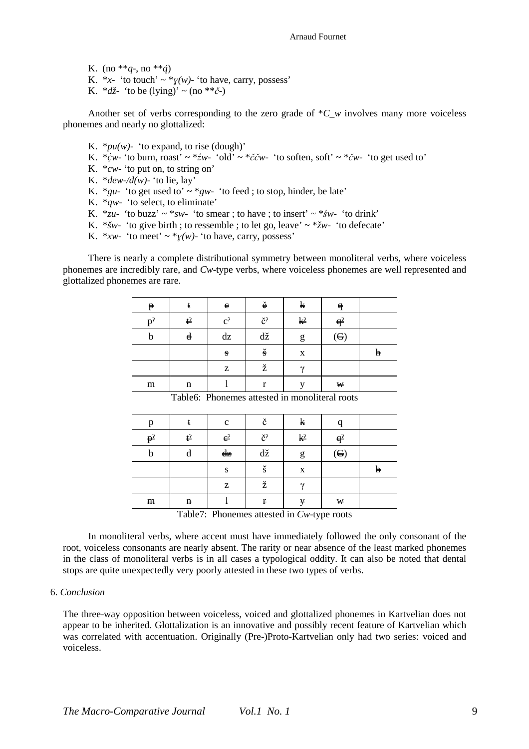K. (no **q-, no **q̇)
K. *x- 'to touch' ~ *ɣ(w)- 'to have, carry, possess'
K. *dž- 'to be (lying)' ~ (no **č́-)

Another set of verbs corresponding to the zero grade of *C_w involves many more voiceless phonemes and nearly no glottalized:

K. *pu(w)- 'to expand, to rise (dough)'
K. *ć̣w- 'to burn, roast' ~ *źw- 'old' ~ *ččw- 'to soften, soft' ~ *čw- 'to get used to'
K. *cw- 'to put on, to string on'
K. *dew-/d(w)- 'to lie, lay'
K. *gu- 'to get used to' ~ *gw- 'to feed ; to stop, hinder, be late'
K. *qw- 'to select, to eliminate'
K. *zu- 'to buzz' ~ *sw- 'to smear ; to have ; to insert' ~ *św- 'to drink'
K. *šw- 'to give birth ; to ressemble ; to let go, leave' ~ *žw- 'to defecate'
K. *xw- 'to meet' ~ *ɣ(w)- 'to have, carry, possess'

There is nearly a complete distributional symmetry between monoliteral verbs, where voiceless phonemes are incredibly rare, and *Cw*-type verbs, where voiceless phonemes are well represented and glottalized phonemes are rare.

| | | | | | | |
|---|---|---|---|---|---|---|
| ~~p~~ | ~~t~~ | ~~c~~ | ~~č~~ | ~~k~~ | ~~q~~ | |
| pˀ | ~~tˀ~~ | cˀ | čˀ | ~~kˀ~~ | ~~qˀ~~ | |
| b | ~~d~~ | dz | dž | g | (~~G~~) | |
| | | ~~s~~ | ~~š~~ | x | | ~~h~~ |
| | | z | ž | ɣ | | |
| m | n | l | r | y | ~~w~~ | |

Table6: Phonemes attested in monoliteral roots

| | | | | | | |
|---|---|---|---|---|---|---|
| p | ~~t~~ | c | č | ~~k~~ | q | |
| ~~pˀ~~ | ~~tˀ~~ | ~~cˀ~~ | čˀ | ~~kˀ~~ | ~~qˀ~~ | |
| b | d | ~~dz~~ | dž | g | (~~G~~) | |
| | | s | š | x | | ~~h~~ |
| | | z | ž | ɣ | | |
| ~~m~~ | ~~n~~ | ~~l~~ | ~~r~~ | ~~y~~ | ~~w~~ | |

Table7: Phonemes attested in *Cw*-type roots

In monoliteral verbs, where accent must have immediately followed the only consonant of the root, voiceless consonants are nearly absent. The rarity or near absence of the least marked phonemes in the class of monoliteral verbs is in all cases a typological oddity. It can also be noted that dental stops are quite unexpectedly very poorly attested in these two types of verbs.

## 6. *Conclusion*

The three-way opposition between voiceless, voiced and glottalized phonemes in Kartvelian does not appear to be inherited. Glottalization is an innovative and possibly recent feature of Kartvelian which was correlated with accentuation. Originally (Pre-)Proto-Kartvelian only had two series: voiced and voiceless.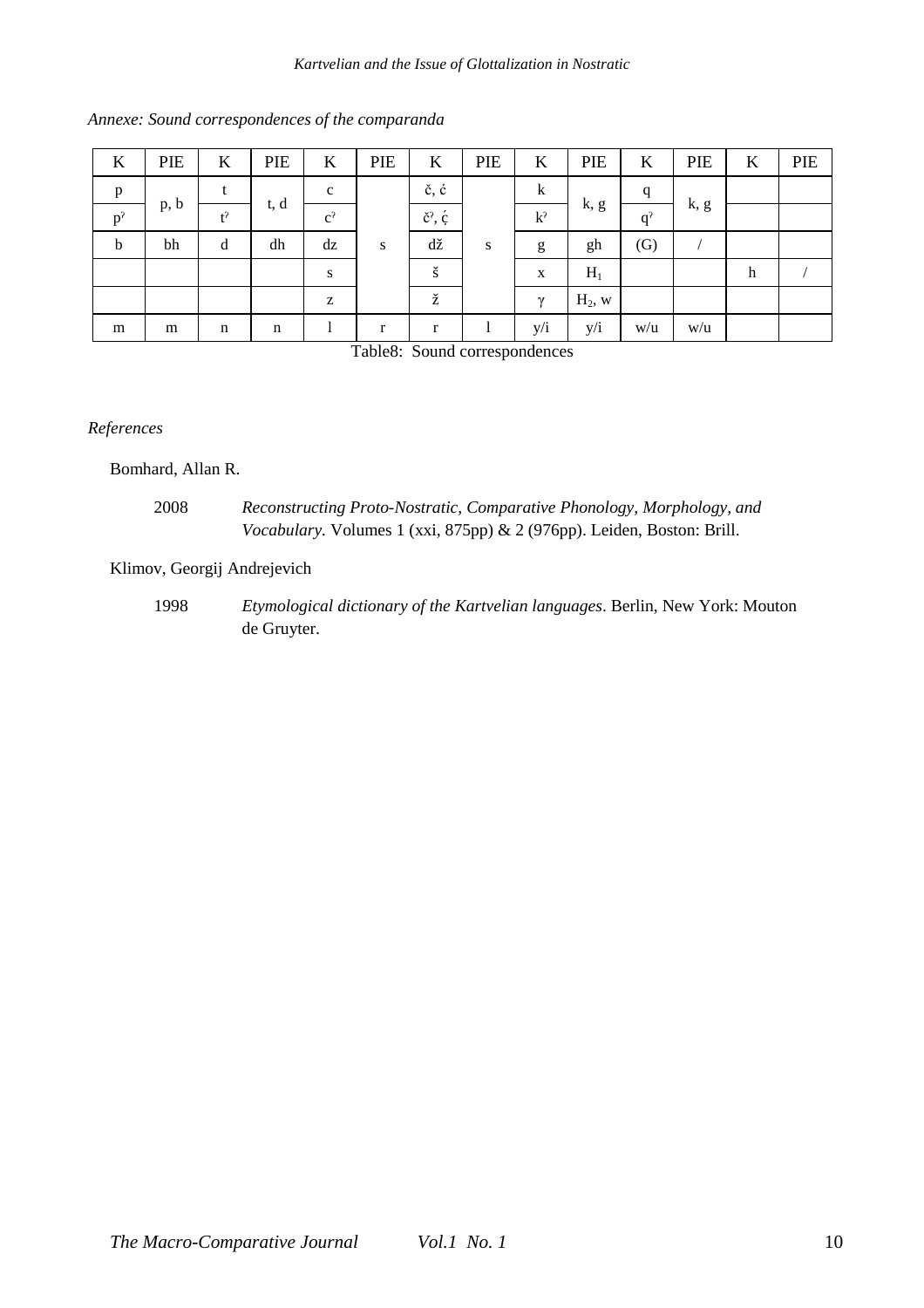*Annexe: Sound correspondences of the comparanda*

| K | PIE | K | PIE | K | PIE | K | PIE | K | PIE | K | PIE | K | PIE |
|---|---|---|---|---|---|---|---|---|---|---|---|---|---|
| p | p, b | t | t, d | c | s | č, ć | s | k | k, g | q | k, g | | |
| pˀ | | tˀ | | cˀ | | čˀ, ḉ | | kˀ | | qˀ | | | |
| b | bh | d | dh | dz | | dž | | g | gh | (G) | / | | |
| | | | | s | | š | | x | $H_1$ | | | h | / |
| | | | | z | | ž | | γ | $H_2$, w | | | | |
| m | m | n | n | l | r | r | l | y/i | y/i | w/u | w/u | | |

Table8: Sound correspondences

*References*

Bomhard, Allan R.

2008 *Reconstructing Proto-Nostratic, Comparative Phonology, Morphology, and Vocabulary.* Volumes 1 (xxi, 875pp) & 2 (976pp). Leiden, Boston: Brill.

Klimov, Georgij Andrejevich

1998 *Etymological dictionary of the Kartvelian languages*. Berlin, New York: Mouton de Gruyter.